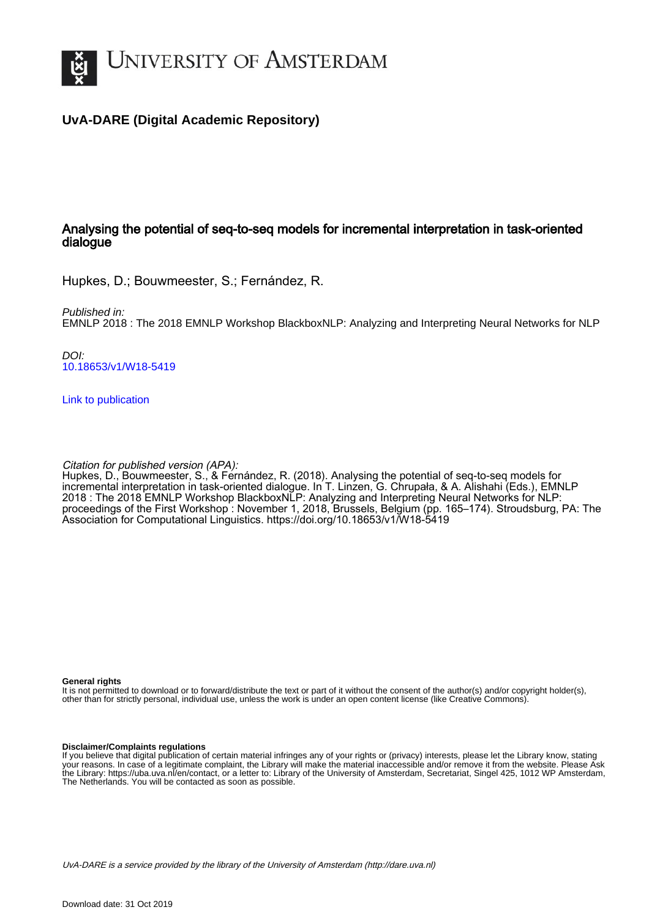# University of Amsterdam

## UvA-DARE (Digital Academic Repository)

### Analysing the potential of seq-to-seq models for incremental interpretation in task-oriented dialogue

Hupkes, D.; Bouwmeester, S.; Fernández, R.

*Published in:*
EMNLP 2018 : The 2018 EMNLP Workshop BlackboxNLP: Analyzing and Interpreting Neural Networks for NLP

*DOI:*
10.18653/v1/W18-5419

Link to publication

*Citation for published version (APA):*
Hupkes, D., Bouwmeester, S., & Fernández, R. (2018). Analysing the potential of seq-to-seq models for incremental interpretation in task-oriented dialogue. In T. Linzen, G. Chrupała, & A. Alishahi (Eds.), EMNLP 2018 : The 2018 EMNLP Workshop BlackboxNLP: Analyzing and Interpreting Neural Networks for NLP: proceedings of the First Workshop : November 1, 2018, Brussels, Belgium (pp. 165–174). Stroudsburg, PA: The Association for Computational Linguistics. https://doi.org/10.18653/v1/W18-5419

**General rights**
It is not permitted to download or to forward/distribute the text or part of it without the consent of the author(s) and/or copyright holder(s), other than for strictly personal, individual use, unless the work is under an open content license (like Creative Commons).

**Disclaimer/Complaints regulations**
If you believe that digital publication of certain material infringes any of your rights or (privacy) interests, please let the Library know, stating your reasons. In case of a legitimate complaint, the Library will make the material inaccessible and/or remove it from the website. Please Ask the Library: https://uba.uva.nl/en/contact, or a letter to: Library of the University of Amsterdam, Secretariat, Singel 425, 1012 WP Amsterdam, The Netherlands. You will be contacted as soon as possible.

*UvA-DARE is a service provided by the library of the University of Amsterdam (http://dare.uva.nl)*

Download date: 31 Oct 2019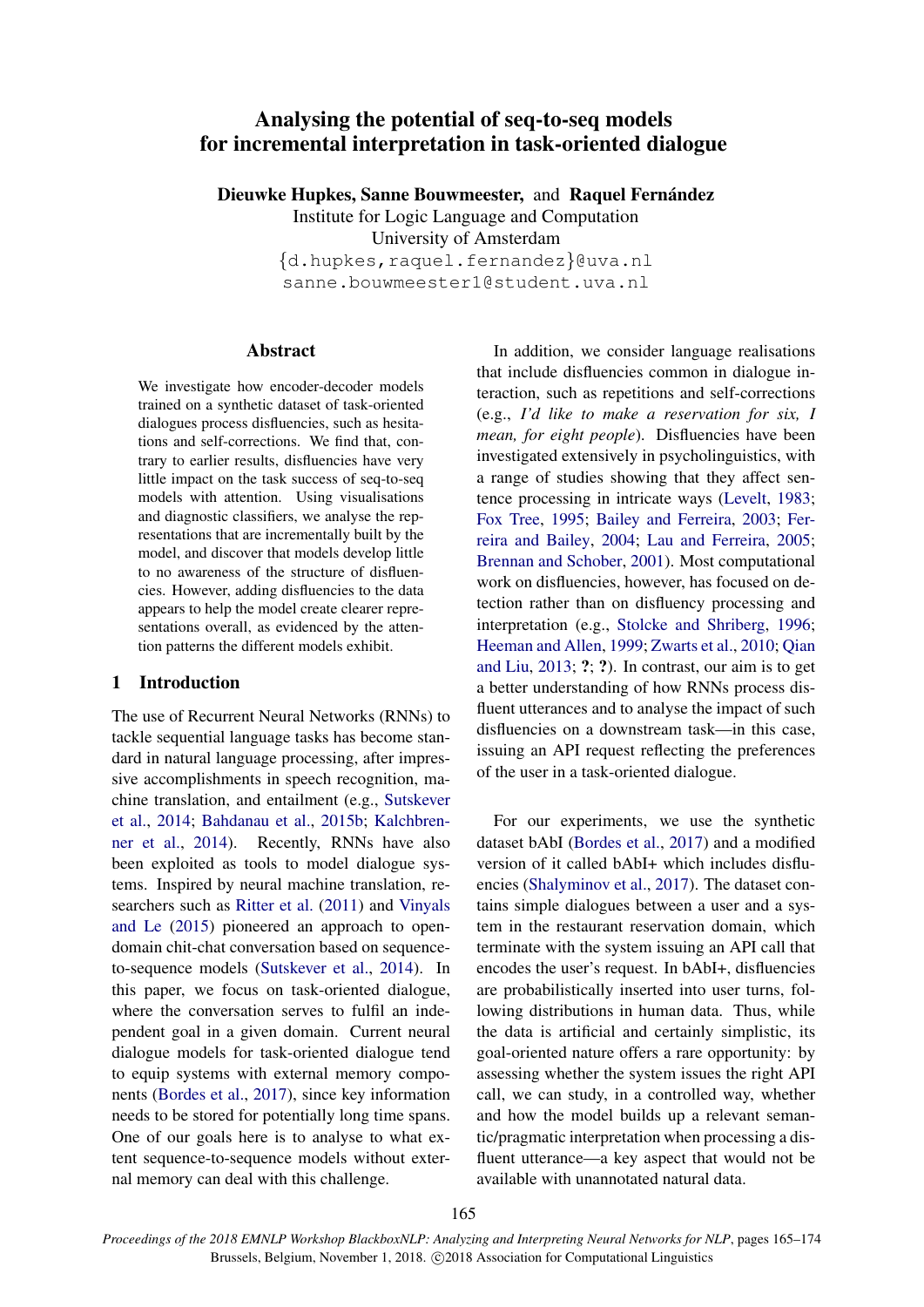# Analysing the potential of seq-to-seq models for incremental interpretation in task-oriented dialogue

**Dieuwke Hupkes, Sanne Bouwmeester,** and **Raquel Fernández**
Institute for Logic Language and Computation
University of Amsterdam
{d.hupkes,raquel.fernandez}@uva.nl
sanne.bouwmeester1@student.uva.nl

## Abstract

We investigate how encoder-decoder models trained on a synthetic dataset of task-oriented dialogues process disfluencies, such as hesitations and self-corrections. We find that, contrary to earlier results, disfluencies have very little impact on the task success of seq-to-seq models with attention. Using visualisations and diagnostic classifiers, we analyse the representations that are incrementally built by the model, and discover that models develop little to no awareness of the structure of disfluencies. However, adding disfluencies to the data appears to help the model create clearer representations overall, as evidenced by the attention patterns the different models exhibit.

## 1 Introduction

The use of Recurrent Neural Networks (RNNs) to tackle sequential language tasks has become standard in natural language processing, after impressive accomplishments in speech recognition, machine translation, and entailment (e.g., Sutskever et al., 2014; Bahdanau et al., 2015b; Kalchbrenner et al., 2014). Recently, RNNs have also been exploited as tools to model dialogue systems. Inspired by neural machine translation, researchers such as Ritter et al. (2011) and Vinyals and Le (2015) pioneered an approach to open-domain chit-chat conversation based on sequence-to-sequence models (Sutskever et al., 2014). In this paper, we focus on task-oriented dialogue, where the conversation serves to fulfil an independent goal in a given domain. Current neural dialogue models for task-oriented dialogue tend to equip systems with external memory components (Bordes et al., 2017), since key information needs to be stored for potentially long time spans. One of our goals here is to analyse to what extent sequence-to-sequence models without external memory can deal with this challenge.

In addition, we consider language realisations that include disfluencies common in dialogue interaction, such as repetitions and self-corrections (e.g., *I'd like to make a reservation for six, I mean, for eight people*). Disfluencies have been investigated extensively in psycholinguistics, with a range of studies showing that they affect sentence processing in intricate ways (Levelt, 1983; Fox Tree, 1995; Bailey and Ferreira, 2003; Ferreira and Bailey, 2004; Lau and Ferreira, 2005; Brennan and Schober, 2001). Most computational work on disfluencies, however, has focused on detection rather than on disfluency processing and interpretation (e.g., Stolcke and Shriberg, 1996; Heeman and Allen, 1999; Zwarts et al., 2010; Qian and Liu, 2013; **?**; **?**). In contrast, our aim is to get a better understanding of how RNNs process disfluent utterances and to analyse the impact of such disfluencies on a downstream task—in this case, issuing an API request reflecting the preferences of the user in a task-oriented dialogue.

For our experiments, we use the synthetic dataset bAbI (Bordes et al., 2017) and a modified version of it called bAbI+ which includes disfluencies (Shalyminov et al., 2017). The dataset contains simple dialogues between a user and a system in the restaurant reservation domain, which terminate with the system issuing an API call that encodes the user's request. In bAbI+, disfluencies are probabilistically inserted into user turns, following distributions in human data. Thus, while the data is artificial and certainly simplistic, its goal-oriented nature offers a rare opportunity: by assessing whether the system issues the right API call, we can study, in a controlled way, whether and how the model builds up a relevant semantic/pragmatic interpretation when processing a disfluent utterance—a key aspect that would not be available with unannotated natural data.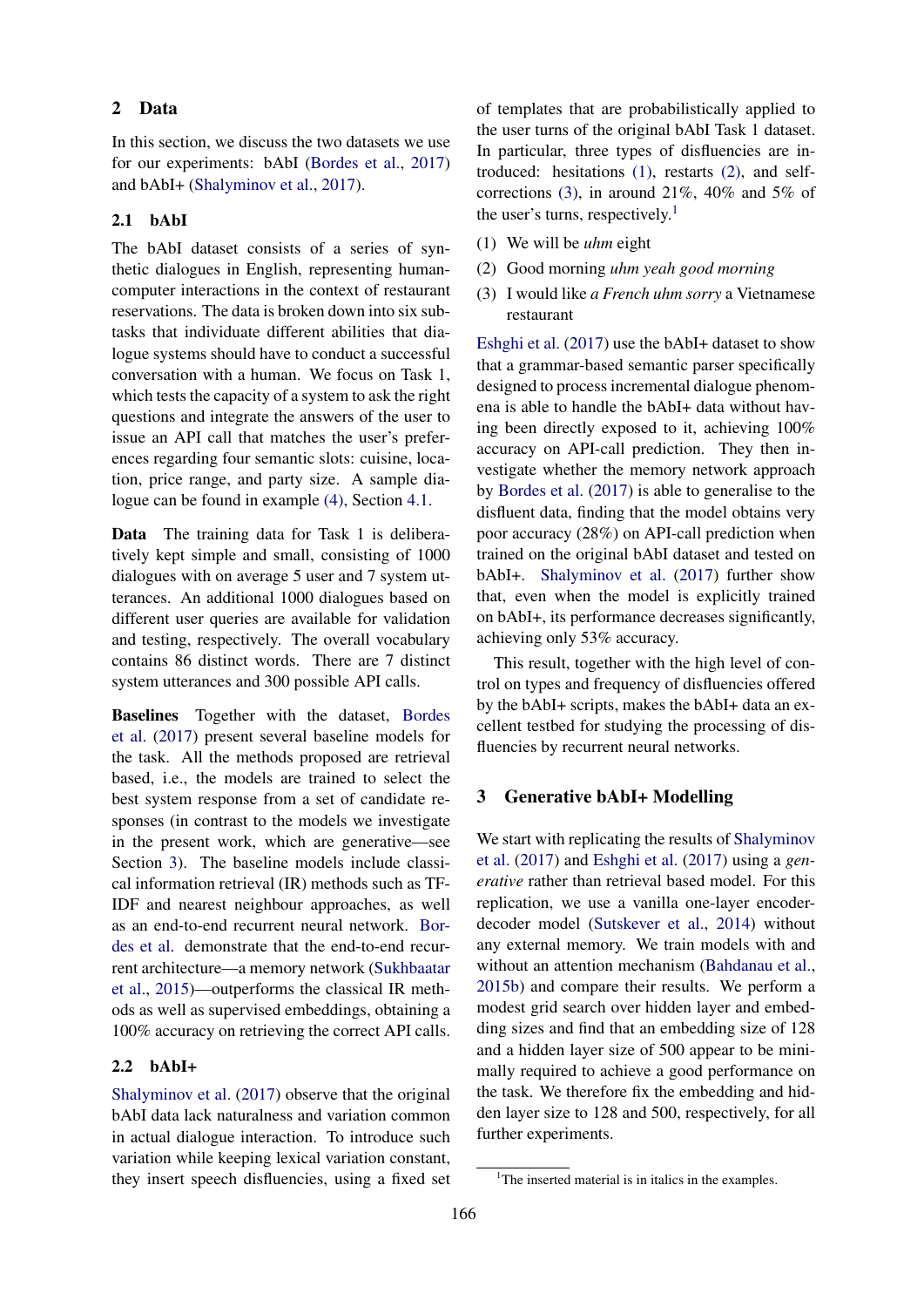## 2 Data

In this section, we discuss the two datasets we use for our experiments: bAbI (Bordes et al., 2017) and bAbI+ (Shalyminov et al., 2017).

### 2.1 bAbI

The bAbI dataset consists of a series of synthetic dialogues in English, representing human-computer interactions in the context of restaurant reservations. The data is broken down into six subtasks that individuate different abilities that dialogue systems should have to conduct a successful conversation with a human. We focus on Task 1, which tests the capacity of a system to ask the right questions and integrate the answers of the user to issue an API call that matches the user's preferences regarding four semantic slots: cuisine, location, price range, and party size. A sample dialogue can be found in example (4), Section 4.1.

**Data** The training data for Task 1 is deliberatively kept simple and small, consisting of 1000 dialogues with on average 5 user and 7 system utterances. An additional 1000 dialogues based on different user queries are available for validation and testing, respectively. The overall vocabulary contains 86 distinct words. There are 7 distinct system utterances and 300 possible API calls.

**Baselines** Together with the dataset, Bordes et al. (2017) present several baseline models for the task. All the methods proposed are retrieval based, i.e., the models are trained to select the best system response from a set of candidate responses (in contrast to the models we investigate in the present work, which are generative—see Section 3). The baseline models include classical information retrieval (IR) methods such as TF-IDF and nearest neighbour approaches, as well as an end-to-end recurrent neural network. Bordes et al. demonstrate that the end-to-end recurrent architecture—a memory network (Sukhbaatar et al., 2015)—outperforms the classical IR methods as well as supervised embeddings, obtaining a 100% accuracy on retrieving the correct API calls.

### 2.2 bAbI+

Shalyminov et al. (2017) observe that the original bAbI data lack naturalness and variation common in actual dialogue interaction. To introduce such variation while keeping lexical variation constant, they insert speech disfluencies, using a fixed set of templates that are probabilistically applied to the user turns of the original bAbI Task 1 dataset. In particular, three types of disfluencies are introduced: hesitations (1), restarts (2), and self-corrections (3), in around 21%, 40% and 5% of the user's turns, respectively.[1]

(1) We will be *uhm* eight

(2) Good morning *uhm yeah good morning*

(3) I would like *a French uhm sorry* a Vietnamese restaurant

Eshghi et al. (2017) use the bAbI+ dataset to show that a grammar-based semantic parser specifically designed to process incremental dialogue phenomena is able to handle the bAbI+ data without having been directly exposed to it, achieving 100% accuracy on API-call prediction. They then investigate whether the memory network approach by Bordes et al. (2017) is able to generalise to the disfluent data, finding that the model obtains very poor accuracy (28%) on API-call prediction when trained on the original bAbI dataset and tested on bAbI+. Shalyminov et al. (2017) further show that, even when the model is explicitly trained on bAbI+, its performance decreases significantly, achieving only 53% accuracy.

This result, together with the high level of control on types and frequency of disfluencies offered by the bAbI+ scripts, makes the bAbI+ data an excellent testbed for studying the processing of disfluencies by recurrent neural networks.

## 3 Generative bAbI+ Modelling

We start with replicating the results of Shalyminov et al. (2017) and Eshghi et al. (2017) using a *generative* rather than retrieval based model. For this replication, we use a vanilla one-layer encoder-decoder model (Sutskever et al., 2014) without any external memory. We train models with and without an attention mechanism (Bahdanau et al., 2015b) and compare their results. We perform a modest grid search over hidden layer and embedding sizes and find that an embedding size of 128 and a hidden layer size of 500 appear to be minimally required to achieve a good performance on the task. We therefore fix the embedding and hidden layer size to 128 and 500, respectively, for all further experiments.

[1]The inserted material is in italics in the examples.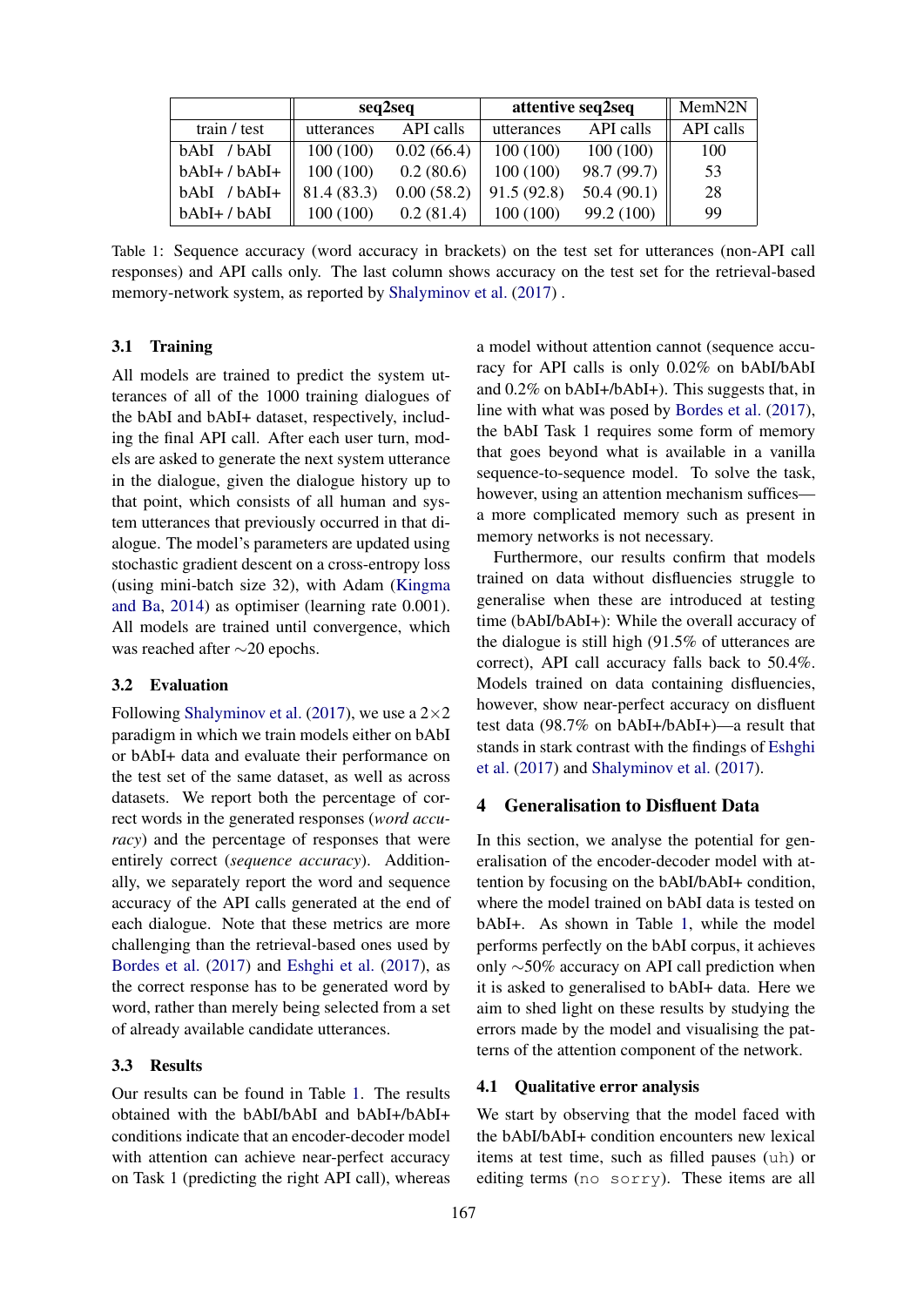| | seq2seq | | attentive seq2seq | | MemN2N |
|---|---|---|---|---|---|
| train / test | utterances | API calls | utterances | API calls | API calls |
| bAbI / bAbI | 100 (100) | 0.02 (66.4) | 100 (100) | 100 (100) | 100 |
| bAbI+ / bAbI+ | 100 (100) | 0.2 (80.6) | 100 (100) | 98.7 (99.7) | 53 |
| bAbI / bAbI+ | 81.4 (83.3) | 0.00 (58.2) | 91.5 (92.8) | 50.4 (90.1) | 28 |
| bAbI+ / bAbI | 100 (100) | 0.2 (81.4) | 100 (100) | 99.2 (100) | 99 |

Table 1: Sequence accuracy (word accuracy in brackets) on the test set for utterances (non-API call responses) and API calls only. The last column shows accuracy on the test set for the retrieval-based memory-network system, as reported by Shalyminov et al. (2017) .

### 3.1 Training

All models are trained to predict the system utterances of all of the 1000 training dialogues of the bAbI and bAbI+ dataset, respectively, including the final API call. After each user turn, models are asked to generate the next system utterance in the dialogue, given the dialogue history up to that point, which consists of all human and system utterances that previously occurred in that dialogue. The model's parameters are updated using stochastic gradient descent on a cross-entropy loss (using mini-batch size 32), with Adam (Kingma and Ba, 2014) as optimiser (learning rate 0.001). All models are trained until convergence, which was reached after ∼20 epochs.

### 3.2 Evaluation

Following Shalyminov et al. (2017), we use a $2 \times 2$ paradigm in which we train models either on bAbI or bAbI+ data and evaluate their performance on the test set of the same dataset, as well as across datasets. We report both the percentage of correct words in the generated responses (*word accuracy*) and the percentage of responses that were entirely correct (*sequence accuracy*). Additionally, we separately report the word and sequence accuracy of the API calls generated at the end of each dialogue. Note that these metrics are more challenging than the retrieval-based ones used by Bordes et al. (2017) and Eshghi et al. (2017), as the correct response has to be generated word by word, rather than merely being selected from a set of already available candidate utterances.

### 3.3 Results

Our results can be found in Table 1. The results obtained with the bAbI/bAbI and bAbI+/bAbI+ conditions indicate that an encoder-decoder model with attention can achieve near-perfect accuracy on Task 1 (predicting the right API call), whereas a model without attention cannot (sequence accuracy for API calls is only 0.02% on bAbI/bAbI and 0.2% on bAbI+/bAbI+). This suggests that, in line with what was posed by Bordes et al. (2017), the bAbI Task 1 requires some form of memory that goes beyond what is available in a vanilla sequence-to-sequence model. To solve the task, however, using an attention mechanism suffices—a more complicated memory such as present in memory networks is not necessary.

Furthermore, our results confirm that models trained on data without disfluencies struggle to generalise when these are introduced at testing time (bAbI/bAbI+): While the overall accuracy of the dialogue is still high (91.5% of utterances are correct), API call accuracy falls back to 50.4%. Models trained on data containing disfluencies, however, show near-perfect accuracy on disfluent test data (98.7% on bAbI+/bAbI+)—a result that stands in stark contrast with the findings of Eshghi et al. (2017) and Shalyminov et al. (2017).

## 4 Generalisation to Disfluent Data

In this section, we analyse the potential for generalisation of the encoder-decoder model with attention by focusing on the bAbI/bAbI+ condition, where the model trained on bAbI data is tested on bAbI+. As shown in Table 1, while the model performs perfectly on the bAbI corpus, it achieves only ∼50% accuracy on API call prediction when it is asked to generalised to bAbI+ data. Here we aim to shed light on these results by studying the errors made by the model and visualising the patterns of the attention component of the network.

### 4.1 Qualitative error analysis

We start by observing that the model faced with the bAbI/bAbI+ condition encounters new lexical items at test time, such as filled pauses (`uh`) or editing terms (`no sorry`). These items are all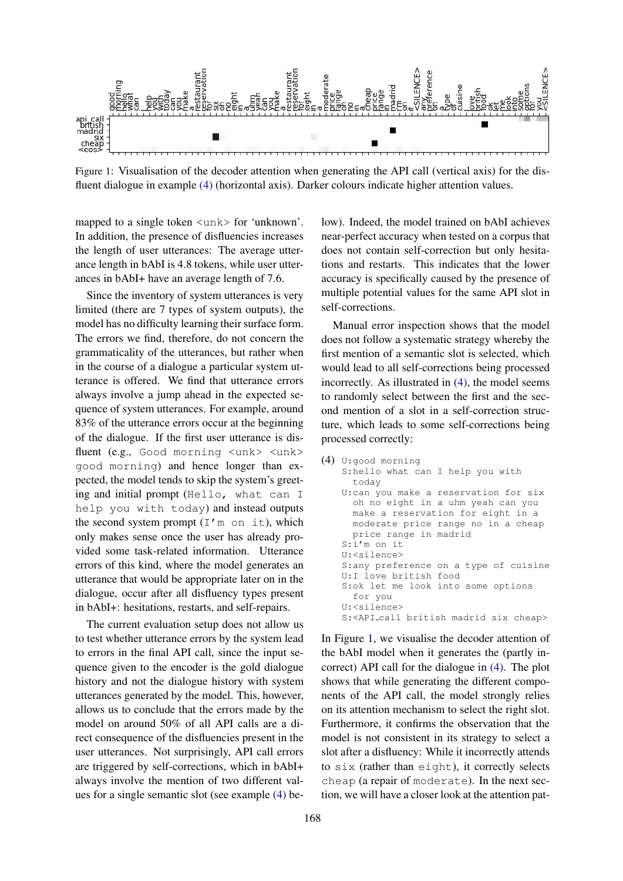Figure 1: Visualisation of the decoder attention when generating the API call (vertical axis) for the disfluent dialogue in example (4) (horizontal axis). Darker colours indicate higher attention values.

mapped to a single token <unk> for 'unknown'. In addition, the presence of disfluencies increases the length of user utterances: The average utterance length in bAbI is 4.8 tokens, while user utterances in bAbI+ have an average length of 7.6.

Since the inventory of system utterances is very limited (there are 7 types of system outputs), the model has no difficulty learning their surface form. The errors we find, therefore, do not concern the grammaticality of the utterances, but rather when in the course of a dialogue a particular system utterance is offered. We find that utterance errors always involve a jump ahead in the expected sequence of system utterances. For example, around 83% of the utterance errors occur at the beginning of the dialogue. If the first user utterance is disfluent (e.g., `Good morning <unk> <unk> good morning`) and hence longer than expected, the model tends to skip the system's greeting and initial prompt (`Hello, what can I help you with today`) and instead outputs the second system prompt (`I'm on it`), which only makes sense once the user has already provided some task-related information. Utterance errors of this kind, where the model generates an utterance that would be appropriate later on in the dialogue, occur after all disfluency types present in bAbI+: hesitations, restarts, and self-repairs.

The current evaluation setup does not allow us to test whether utterance errors by the system lead to errors in the final API call, since the input sequence given to the encoder is the gold dialogue history and not the dialogue history with system utterances generated by the model. This, however, allows us to conclude that the errors made by the model on around 50% of all API calls are a direct consequence of the disfluencies present in the user utterances. Not surprisingly, API call errors are triggered by self-corrections, which in bAbI+ always involve the mention of two different values for a single semantic slot (see example (4) below). Indeed, the model trained on bAbI achieves near-perfect accuracy when tested on a corpus that does not contain self-correction but only hesitations and restarts. This indicates that the lower accuracy is specifically caused by the presence of multiple potential values for the same API slot in self-corrections.

Manual error inspection shows that the model does not follow a systematic strategy whereby the first mention of a semantic slot is selected, which would lead to all self-corrections being processed incorrectly. As illustrated in (4), the model seems to randomly select between the first and the second mention of a slot in a self-correction structure, which leads to some self-corrections being processed correctly:

(4)
```
U:good morning
S:hello what can I help you with
  today
U:can you make a reservation for six
  oh no eight in a uhm yeah can you
  make a reservation for eight in a
  moderate price range no in a cheap
  price range in madrid
S:i'm on it
U:<silence>
S:any preference on a type of cuisine
U:I love british food
S:ok let me look into some options
  for you
U:<silence>
S:<API_call british madrid six cheap>
```

In Figure 1, we visualise the decoder attention of the bAbI model when it generates the (partly incorrect) API call for the dialogue in (4). The plot shows that while generating the different components of the API call, the model strongly relies on its attention mechanism to select the right slot. Furthermore, it confirms the observation that the model is not consistent in its strategy to select a slot after a disfluency: While it incorrectly attends to `six` (rather than `eight`), it correctly selects `cheap` (a repair of `moderate`). In the next section, we will have a closer look at the attention pat-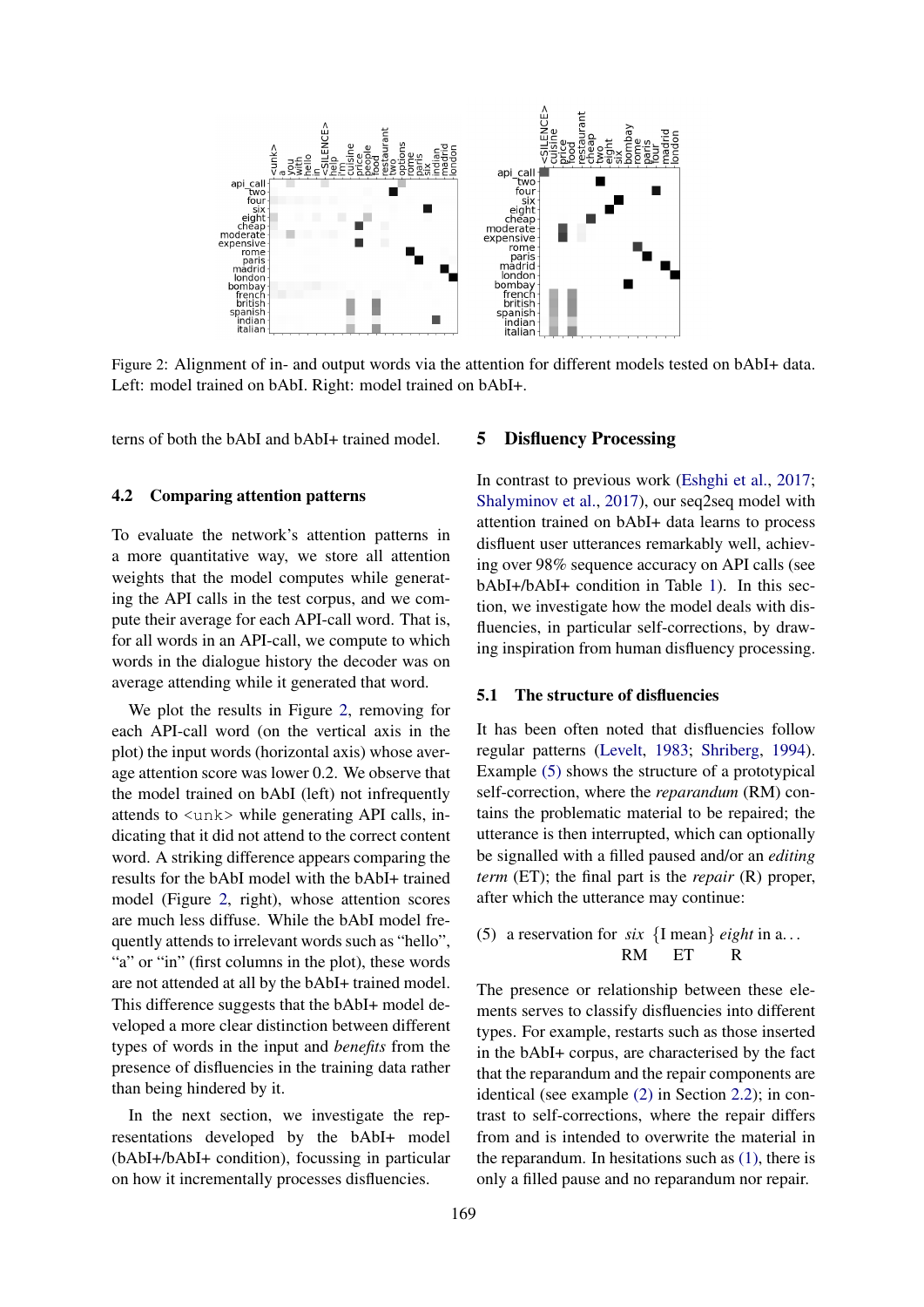Figure 2: Alignment of in- and output words via the attention for different models tested on bAbI+ data. Left: model trained on bAbI. Right: model trained on bAbI+.

terns of both the bAbI and bAbI+ trained model.

### 4.2 Comparing attention patterns

To evaluate the network's attention patterns in a more quantitative way, we store all attention weights that the model computes while generating the API calls in the test corpus, and we compute their average for each API-call word. That is, for all words in an API-call, we compute to which words in the dialogue history the decoder was on average attending while it generated that word.

We plot the results in Figure 2, removing for each API-call word (on the vertical axis in the plot) the input words (horizontal axis) whose average attention score was lower 0.2. We observe that the model trained on bAbI (left) not infrequently attends to `<unk>` while generating API calls, indicating that it did not attend to the correct content word. A striking difference appears comparing the results for the bAbI model with the bAbI+ trained model (Figure 2, right), whose attention scores are much less diffuse. While the bAbI model frequently attends to irrelevant words such as "hello", "a" or "in" (first columns in the plot), these words are not attended at all by the bAbI+ trained model. This difference suggests that the bAbI+ model developed a more clear distinction between different types of words in the input and *benefits* from the presence of disfluencies in the training data rather than being hindered by it.

In the next section, we investigate the representations developed by the bAbI+ model (bAbI+/bAbI+ condition), focussing in particular on how it incrementally processes disfluencies.

## 5 Disfluency Processing

In contrast to previous work (Eshghi et al., 2017; Shalyminov et al., 2017), our seq2seq model with attention trained on bAbI+ data learns to process disfluent user utterances remarkably well, achieving over 98% sequence accuracy on API calls (see bAbI+/bAbI+ condition in Table 1). In this section, we investigate how the model deals with disfluencies, in particular self-corrections, by drawing inspiration from human disfluency processing.

### 5.1 The structure of disfluencies

It has been often noted that disfluencies follow regular patterns (Levelt, 1983; Shriberg, 1994). Example (5) shows the structure of a prototypical self-correction, where the *reparandum* (RM) contains the problematic material to be repaired; the utterance is then interrupted, which can optionally be signalled with a filled paused and/or an *editing term* (ET); the final part is the *repair* (R) proper, after which the utterance may continue:

(5) a reservation for *six* {I mean} *eight* in a...
RM ET R

The presence or relationship between these elements serves to classify disfluencies into different types. For example, restarts such as those inserted in the bAbI+ corpus, are characterised by the fact that the reparandum and the repair components are identical (see example (2) in Section 2.2); in contrast to self-corrections, where the repair differs from and is intended to overwrite the material in the reparandum. In hesitations such as (1), there is only a filled pause and no reparandum nor repair.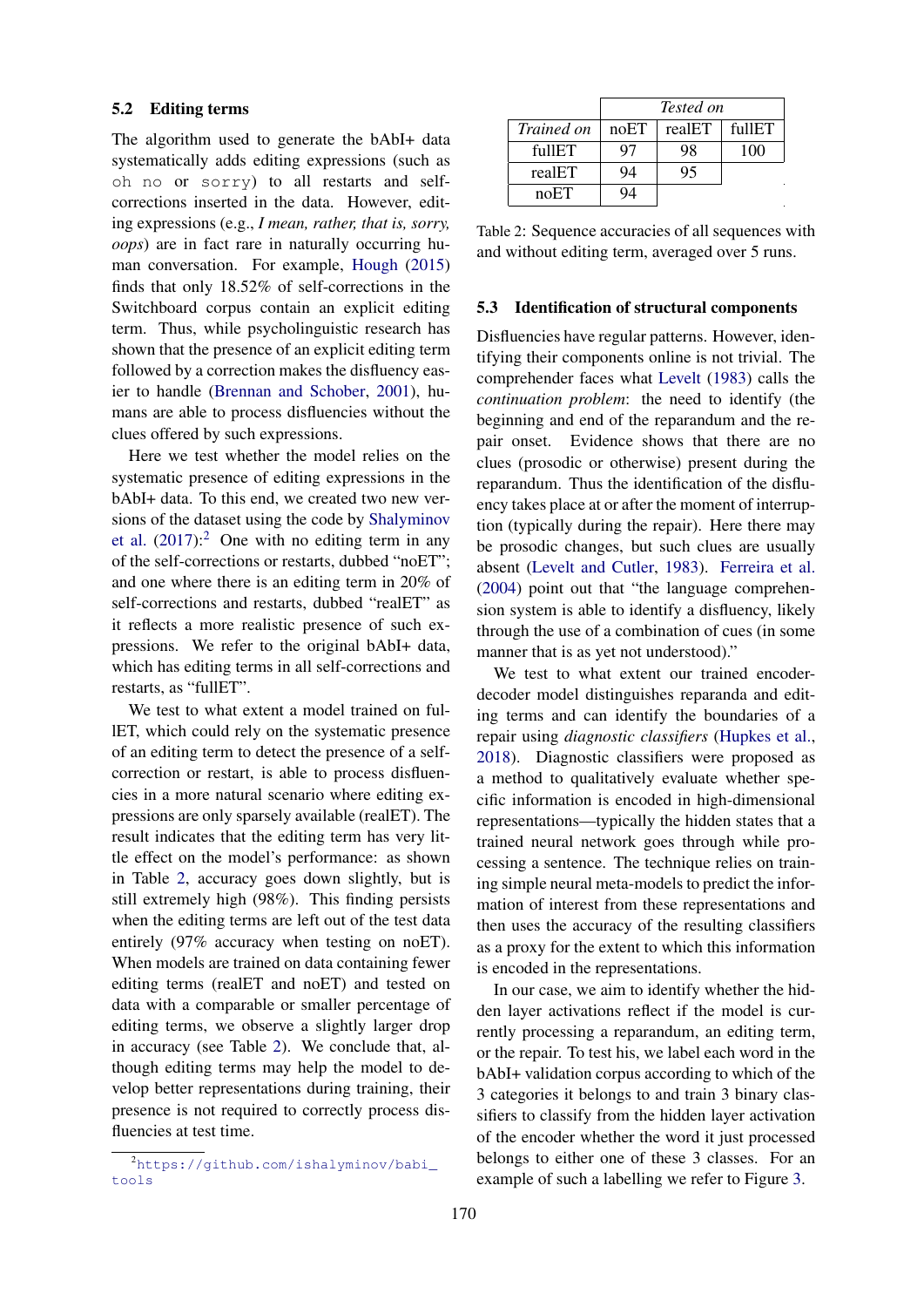### 5.2 Editing terms

The algorithm used to generate the bAbI+ data systematically adds editing expressions (such as `oh no` or `sorry`) to all restarts and self-corrections inserted in the data. However, editing expressions (e.g., *I mean, rather, that is, sorry, oops*) are in fact rare in naturally occurring human conversation. For example, Hough (2015) finds that only 18.52% of self-corrections in the Switchboard corpus contain an explicit editing term. Thus, while psycholinguistic research has shown that the presence of an explicit editing term followed by a correction makes the disfluency easier to handle (Brennan and Schober, 2001), humans are able to process disfluencies without the clues offered by such expressions.

Here we test whether the model relies on the systematic presence of editing expressions in the bAbI+ data. To this end, we created two new versions of the dataset using the code by Shalyminov et al. (2017):[2] One with no editing term in any of the self-corrections or restarts, dubbed "noET"; and one where there is an editing term in 20% of self-corrections and restarts, dubbed "realET" as it reflects a more realistic presence of such expressions. We refer to the original bAbI+ data, which has editing terms in all self-corrections and restarts, as "fullET".

We test to what extent a model trained on fullET, which could rely on the systematic presence of an editing term to detect the presence of a self-correction or restart, is able to process disfluencies in a more natural scenario where editing expressions are only sparsely available (realET). The result indicates that the editing term has very little effect on the model's performance: as shown in Table 2, accuracy goes down slightly, but is still extremely high (98%). This finding persists when the editing terms are left out of the test data entirely (97% accuracy when testing on noET). When models are trained on data containing fewer editing terms (realET and noET) and tested on data with a comparable or smaller percentage of editing terms, we observe a slightly larger drop in accuracy (see Table 2). We conclude that, although editing terms may help the model to develop better representations during training, their presence is not required to correctly process disfluencies at test time.

[2] https://github.com/ishalyminov/babi_tools

| | *Tested on* | | |
|---|---|---|---|
| *Trained on* | noET | realET | fullET |
| fullET | 97 | 98 | 100 |
| realET | 94 | 95 | |
| noET | 94 | | |

Table 2: Sequence accuracies of all sequences with and without editing term, averaged over 5 runs.

### 5.3 Identification of structural components

Disfluencies have regular patterns. However, identifying their components online is not trivial. The comprehender faces what Levelt (1983) calls the *continuation problem*: the need to identify (the beginning and end of the reparandum and the repair onset. Evidence shows that there are no clues (prosodic or otherwise) present during the reparandum. Thus the identification of the disfluency takes place at or after the moment of interruption (typically during the repair). Here there may be prosodic changes, but such clues are usually absent (Levelt and Cutler, 1983). Ferreira et al. (2004) point out that "the language comprehension system is able to identify a disfluency, likely through the use of a combination of cues (in some manner that is as yet not understood)."

We test to what extent our trained encoder-decoder model distinguishes reparanda and editing terms and can identify the boundaries of a repair using *diagnostic classifiers* (Hupkes et al., 2018). Diagnostic classifiers were proposed as a method to qualitatively evaluate whether specific information is encoded in high-dimensional representations—typically the hidden states that a trained neural network goes through while processing a sentence. The technique relies on training simple neural meta-models to predict the information of interest from these representations and then uses the accuracy of the resulting classifiers as a proxy for the extent to which this information is encoded in the representations.

In our case, we aim to identify whether the hidden layer activations reflect if the model is currently processing a reparandum, an editing term, or the repair. To test his, we label each word in the bAbI+ validation corpus according to which of the 3 categories it belongs to and train 3 binary classifiers to classify from the hidden layer activation of the encoder whether the word it just processed belongs to either one of these 3 classes. For an example of such a labelling we refer to Figure 3.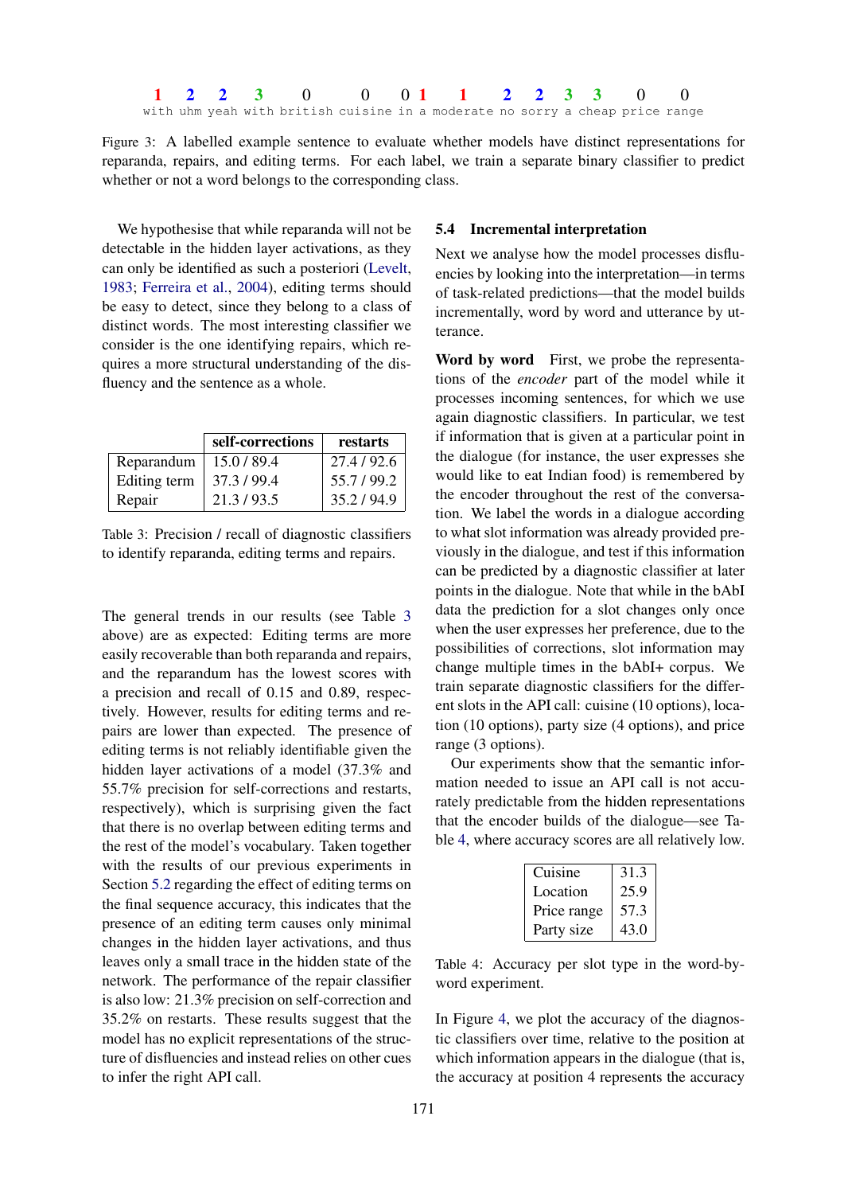| 1 | 2 | 2 | 3 | 0 | 0 | 0 | 1 | 1 | 2 | 2 | 3 | 3 | 0 | 0 |
|---|---|---|---|---|---|---|---|---|---|---|---|---|---|---|
| with | uhm | yeah | with | british | cuisine | in | a | moderate | no | sorry | a | cheap | price | range |

Figure 3: A labelled example sentence to evaluate whether models have distinct representations for reparanda, repairs, and editing terms. For each label, we train a separate binary classifier to predict whether or not a word belongs to the corresponding class.

We hypothesise that while reparanda will not be detectable in the hidden layer activations, as they can only be identified as such a posteriori (Levelt, 1983; Ferreira et al., 2004), editing terms should be easy to detect, since they belong to a class of distinct words. The most interesting classifier we consider is the one identifying repairs, which requires a more structural understanding of the disfluency and the sentence as a whole.

| | self-corrections | restarts |
|---|---|---|
| Reparandum | 15.0 / 89.4 | 27.4 / 92.6 |
| Editing term | 37.3 / 99.4 | 55.7 / 99.2 |
| Repair | 21.3 / 93.5 | 35.2 / 94.9 |

Table 3: Precision / recall of diagnostic classifiers to identify reparanda, editing terms and repairs.

The general trends in our results (see Table 3 above) are as expected: Editing terms are more easily recoverable than both reparanda and repairs, and the reparandum has the lowest scores with a precision and recall of 0.15 and 0.89, respectively. However, results for editing terms and repairs are lower than expected. The presence of editing terms is not reliably identifiable given the hidden layer activations of a model (37.3% and 55.7% precision for self-corrections and restarts, respectively), which is surprising given the fact that there is no overlap between editing terms and the rest of the model's vocabulary. Taken together with the results of our previous experiments in Section 5.2 regarding the effect of editing terms on the final sequence accuracy, this indicates that the presence of an editing term causes only minimal changes in the hidden layer activations, and thus leaves only a small trace in the hidden state of the network. The performance of the repair classifier is also low: 21.3% precision on self-correction and 35.2% on restarts. These results suggest that the model has no explicit representations of the structure of disfluencies and instead relies on other cues to infer the right API call.

### 5.4 Incremental interpretation

Next we analyse how the model processes disfluencies by looking into the interpretation—in terms of task-related predictions—that the model builds incrementally, word by word and utterance by utterance.

**Word by word** First, we probe the representations of the *encoder* part of the model while it processes incoming sentences, for which we use again diagnostic classifiers. In particular, we test if information that is given at a particular point in the dialogue (for instance, the user expresses she would like to eat Indian food) is remembered by the encoder throughout the rest of the conversation. We label the words in a dialogue according to what slot information was already provided previously in the dialogue, and test if this information can be predicted by a diagnostic classifier at later points in the dialogue. Note that while in the bAbI data the prediction for a slot changes only once when the user expresses her preference, due to the possibilities of corrections, slot information may change multiple times in the bAbI+ corpus. We train separate diagnostic classifiers for the different slots in the API call: cuisine (10 options), location (10 options), party size (4 options), and price range (3 options).

Our experiments show that the semantic information needed to issue an API call is not accurately predictable from the hidden representations that the encoder builds of the dialogue—see Table 4, where accuracy scores are all relatively low.

| | |
|---|---|
| Cuisine | 31.3 |
| Location | 25.9 |
| Price range | 57.3 |
| Party size | 43.0 |

Table 4: Accuracy per slot type in the word-by-word experiment.

In Figure 4, we plot the accuracy of the diagnostic classifiers over time, relative to the position at which information appears in the dialogue (that is, the accuracy at position 4 represents the accuracy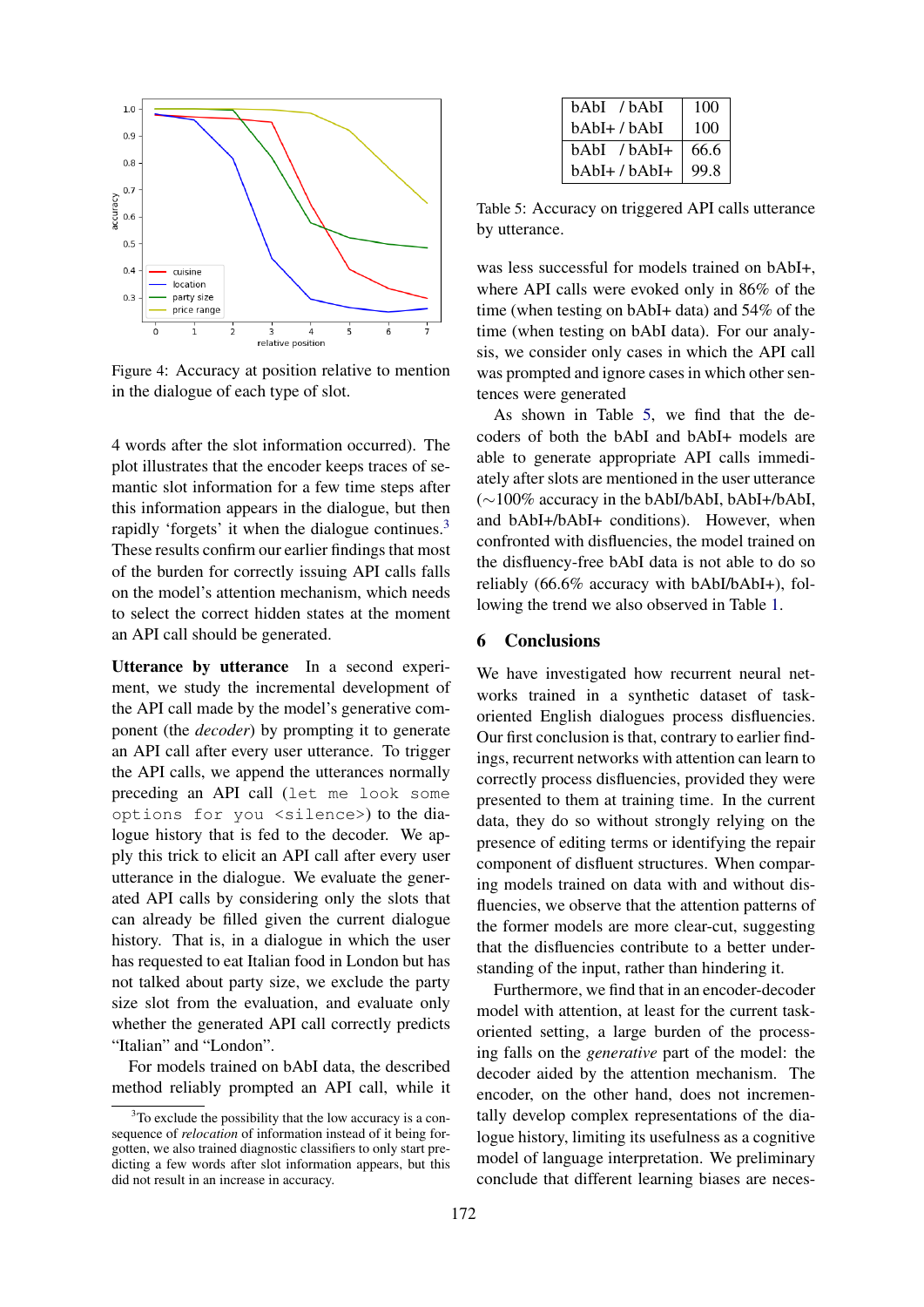Figure 4: Accuracy at position relative to mention in the dialogue of each type of slot.

4 words after the slot information occurred). The plot illustrates that the encoder keeps traces of semantic slot information for a few time steps after this information appears in the dialogue, but then rapidly 'forgets' it when the dialogue continues.[3] These results confirm our earlier findings that most of the burden for correctly issuing API calls falls on the model's attention mechanism, which needs to select the correct hidden states at the moment an API call should be generated.

**Utterance by utterance** In a second experiment, we study the incremental development of the API call made by the model's generative component (the *decoder*) by prompting it to generate an API call after every user utterance. To trigger the API calls, we append the utterances normally preceding an API call (`let me look some options for you <silence>`) to the dialogue history that is fed to the decoder. We apply this trick to elicit an API call after every user utterance in the dialogue. We evaluate the generated API calls by considering only the slots that can already be filled given the current dialogue history. That is, in a dialogue in which the user has requested to eat Italian food in London but has not talked about party size, we exclude the party size slot from the evaluation, and evaluate only whether the generated API call correctly predicts "Italian" and "London".

For models trained on bAbI data, the described method reliably prompted an API call, while it

[3] To exclude the possibility that the low accuracy is a consequence of *relocation* of information instead of it being forgotten, we also trained diagnostic classifiers to only start predicting a few words after slot information appears, but this did not result in an increase in accuracy.

| | |
|---|---|
| bAbI / bAbI | 100 |
| bAbI+ / bAbI | 100 |
| bAbI / bAbI+ | 66.6 |
| bAbI+ / bAbI+ | 99.8 |

Table 5: Accuracy on triggered API calls utterance by utterance.

was less successful for models trained on bAbI+, where API calls were evoked only in 86% of the time (when testing on bAbI+ data) and 54% of the time (when testing on bAbI data). For our analysis, we consider only cases in which the API call was prompted and ignore cases in which other sentences were generated

As shown in Table 5, we find that the decoders of both the bAbI and bAbI+ models are able to generate appropriate API calls immediately after slots are mentioned in the user utterance (∼100% accuracy in the bAbI/bAbI, bAbI+/bAbI, and bAbI+/bAbI+ conditions). However, when confronted with disfluencies, the model trained on the disfluency-free bAbI data is not able to do so reliably (66.6% accuracy with bAbI/bAbI+), following the trend we also observed in Table 1.

## 6 Conclusions

We have investigated how recurrent neural networks trained in a synthetic dataset of task-oriented English dialogues process disfluencies. Our first conclusion is that, contrary to earlier findings, recurrent networks with attention can learn to correctly process disfluencies, provided they were presented to them at training time. In the current data, they do so without strongly relying on the presence of editing terms or identifying the repair component of disfluent structures. When comparing models trained on data with and without disfluencies, we observe that the attention patterns of the former models are more clear-cut, suggesting that the disfluencies contribute to a better understanding of the input, rather than hindering it.

Furthermore, we find that in an encoder-decoder model with attention, at least for the current task-oriented setting, a large burden of the processing falls on the *generative* part of the model: the decoder aided by the attention mechanism. The encoder, on the other hand, does not incrementally develop complex representations of the dialogue history, limiting its usefulness as a cognitive model of language interpretation. We preliminary conclude that different learning biases are neces-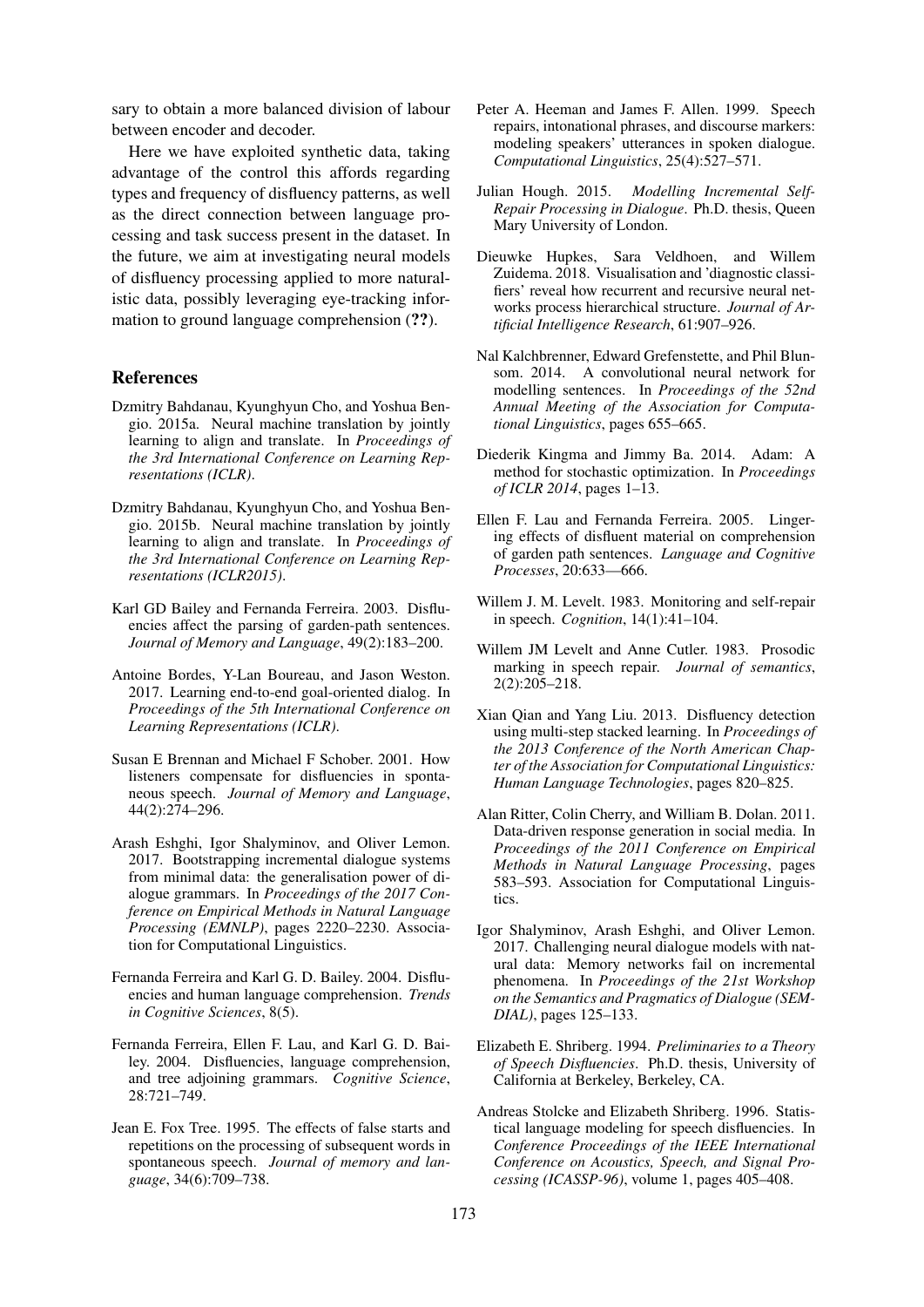sary to obtain a more balanced division of labour between encoder and decoder.

Here we have exploited synthetic data, taking advantage of the control this affords regarding types and frequency of disfluency patterns, as well as the direct connection between language processing and task success present in the dataset. In the future, we aim at investigating neural models of disfluency processing applied to more naturalistic data, possibly leveraging eye-tracking information to ground language comprehension (**??**).

## References

Dzmitry Bahdanau, Kyunghyun Cho, and Yoshua Bengio. 2015a. Neural machine translation by jointly learning to align and translate. In *Proceedings of the 3rd International Conference on Learning Representations (ICLR)*.

Dzmitry Bahdanau, Kyunghyun Cho, and Yoshua Bengio. 2015b. Neural machine translation by jointly learning to align and translate. In *Proceedings of the 3rd International Conference on Learning Representations (ICLR2015)*.

Karl GD Bailey and Fernanda Ferreira. 2003. Disfluencies affect the parsing of garden-path sentences. *Journal of Memory and Language*, 49(2):183–200.

Antoine Bordes, Y-Lan Boureau, and Jason Weston. 2017. Learning end-to-end goal-oriented dialog. In *Proceedings of the 5th International Conference on Learning Representations (ICLR)*.

Susan E Brennan and Michael F Schober. 2001. How listeners compensate for disfluencies in spontaneous speech. *Journal of Memory and Language*, 44(2):274–296.

Arash Eshghi, Igor Shalyminov, and Oliver Lemon. 2017. Bootstrapping incremental dialogue systems from minimal data: the generalisation power of dialogue grammars. In *Proceedings of the 2017 Conference on Empirical Methods in Natural Language Processing (EMNLP)*, pages 2220–2230. Association for Computational Linguistics.

Fernanda Ferreira and Karl G. D. Bailey. 2004. Disfluencies and human language comprehension. *Trends in Cognitive Sciences*, 8(5).

Fernanda Ferreira, Ellen F. Lau, and Karl G. D. Bailey. 2004. Disfluencies, language comprehension, and tree adjoining grammars. *Cognitive Science*, 28:721–749.

Jean E. Fox Tree. 1995. The effects of false starts and repetitions on the processing of subsequent words in spontaneous speech. *Journal of memory and language*, 34(6):709–738.

Peter A. Heeman and James F. Allen. 1999. Speech repairs, intonational phrases, and discourse markers: modeling speakers' utterances in spoken dialogue. *Computational Linguistics*, 25(4):527–571.

Julian Hough. 2015. *Modelling Incremental Self-Repair Processing in Dialogue*. Ph.D. thesis, Queen Mary University of London.

Dieuwke Hupkes, Sara Veldhoen, and Willem Zuidema. 2018. Visualisation and 'diagnostic classifiers' reveal how recurrent and recursive neural networks process hierarchical structure. *Journal of Artificial Intelligence Research*, 61:907–926.

Nal Kalchbrenner, Edward Grefenstette, and Phil Blunsom. 2014. A convolutional neural network for modelling sentences. In *Proceedings of the 52nd Annual Meeting of the Association for Computational Linguistics*, pages 655–665.

Diederik Kingma and Jimmy Ba. 2014. Adam: A method for stochastic optimization. In *Proceedings of ICLR 2014*, pages 1–13.

Ellen F. Lau and Fernanda Ferreira. 2005. Lingering effects of disfluent material on comprehension of garden path sentences. *Language and Cognitive Processes*, 20:633—666.

Willem J. M. Levelt. 1983. Monitoring and self-repair in speech. *Cognition*, 14(1):41–104.

Willem JM Levelt and Anne Cutler. 1983. Prosodic marking in speech repair. *Journal of semantics*, 2(2):205–218.

Xian Qian and Yang Liu. 2013. Disfluency detection using multi-step stacked learning. In *Proceedings of the 2013 Conference of the North American Chapter of the Association for Computational Linguistics: Human Language Technologies*, pages 820–825.

Alan Ritter, Colin Cherry, and William B. Dolan. 2011. Data-driven response generation in social media. In *Proceedings of the 2011 Conference on Empirical Methods in Natural Language Processing*, pages 583–593. Association for Computational Linguistics.

Igor Shalyminov, Arash Eshghi, and Oliver Lemon. 2017. Challenging neural dialogue models with natural data: Memory networks fail on incremental phenomena. In *Proceedings of the 21st Workshop on the Semantics and Pragmatics of Dialogue (SEMDIAL)*, pages 125–133.

Elizabeth E. Shriberg. 1994. *Preliminaries to a Theory of Speech Disfluencies*. Ph.D. thesis, University of California at Berkeley, Berkeley, CA.

Andreas Stolcke and Elizabeth Shriberg. 1996. Statistical language modeling for speech disfluencies. In *Conference Proceedings of the IEEE International Conference on Acoustics, Speech, and Signal Processing (ICASSP-96)*, volume 1, pages 405–408.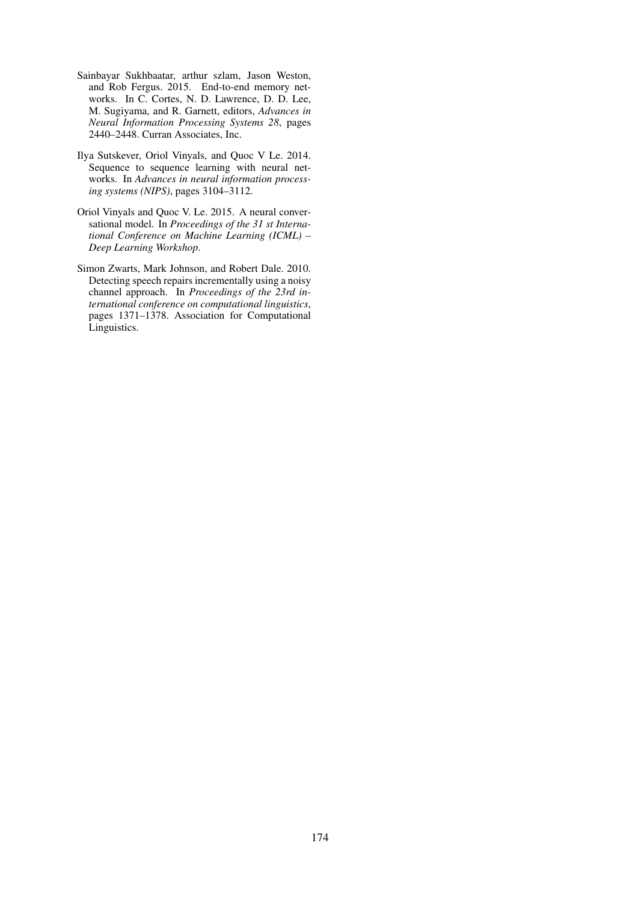Sainbayar Sukhbaatar, arthur szlam, Jason Weston, and Rob Fergus. 2015. End-to-end memory networks. In C. Cortes, N. D. Lawrence, D. D. Lee, M. Sugiyama, and R. Garnett, editors, *Advances in Neural Information Processing Systems 28*, pages 2440–2448. Curran Associates, Inc.

Ilya Sutskever, Oriol Vinyals, and Quoc V Le. 2014. Sequence to sequence learning with neural networks. In *Advances in neural information processing systems (NIPS)*, pages 3104–3112.

Oriol Vinyals and Quoc V. Le. 2015. A neural conversational model. In *Proceedings of the 31 st International Conference on Machine Learning (ICML) – Deep Learning Workshop*.

Simon Zwarts, Mark Johnson, and Robert Dale. 2010. Detecting speech repairs incrementally using a noisy channel approach. In *Proceedings of the 23rd international conference on computational linguistics*, pages 1371–1378. Association for Computational Linguistics.